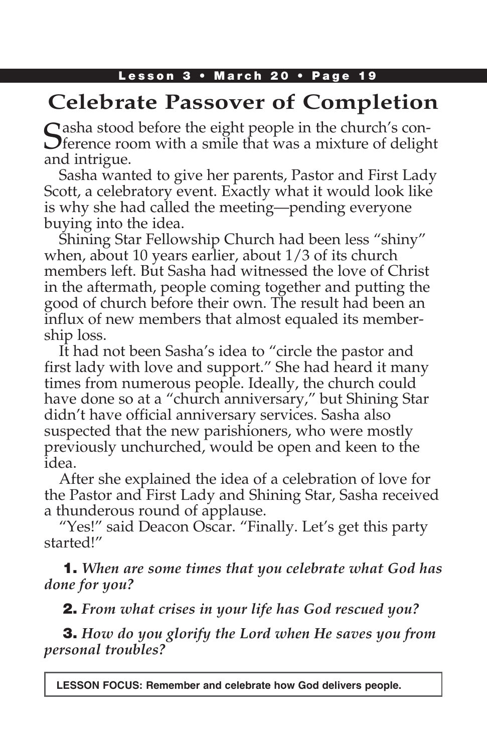# Celebrate Passover of Completion

Sasha stood before the eight people in the church's conference room with a smile that was a mixture of delight and intrigue.

Sasha wanted to give her parents, Pastor and First Lady Scott, a celebratory event. Exactly what it would look like is why she had called the meeting—pending everyone buying into the idea.

Shining Star Fellowship Church had been less "shiny" when, about 10 years earlier, about 1/3 of its church members left. But Sasha had witnessed the love of Christ in the aftermath, people coming together and putting the good of church before their own. The result had been an influx of new members that almost equaled its membership loss.

It had not been Sasha's idea to "circle the pastor and first lady with love and support." She had heard it many times from numerous people. Ideally, the church could have done so at a "church anniversary," but Shining Star didn't have official anniversary services. Sasha also suspected that the new parishioners, who were mostly previously unchurched, would be open and keen to the idea.

After she explained the idea of a celebration of love for the Pastor and First Lady and Shining Star, Sasha received a thunderous round of applause.

"Yes!" said Deacon Oscar. "Finally. Let's get this party started!"

**1.** *When are some times that you celebrate what God has done for you?*

**2.** *From what crises in your life has God rescued you?*

**3.** *How do you glorify the Lord when He saves you from personal troubles?*

**LESSON FOCUS: Remember and celebrate how God delivers people.**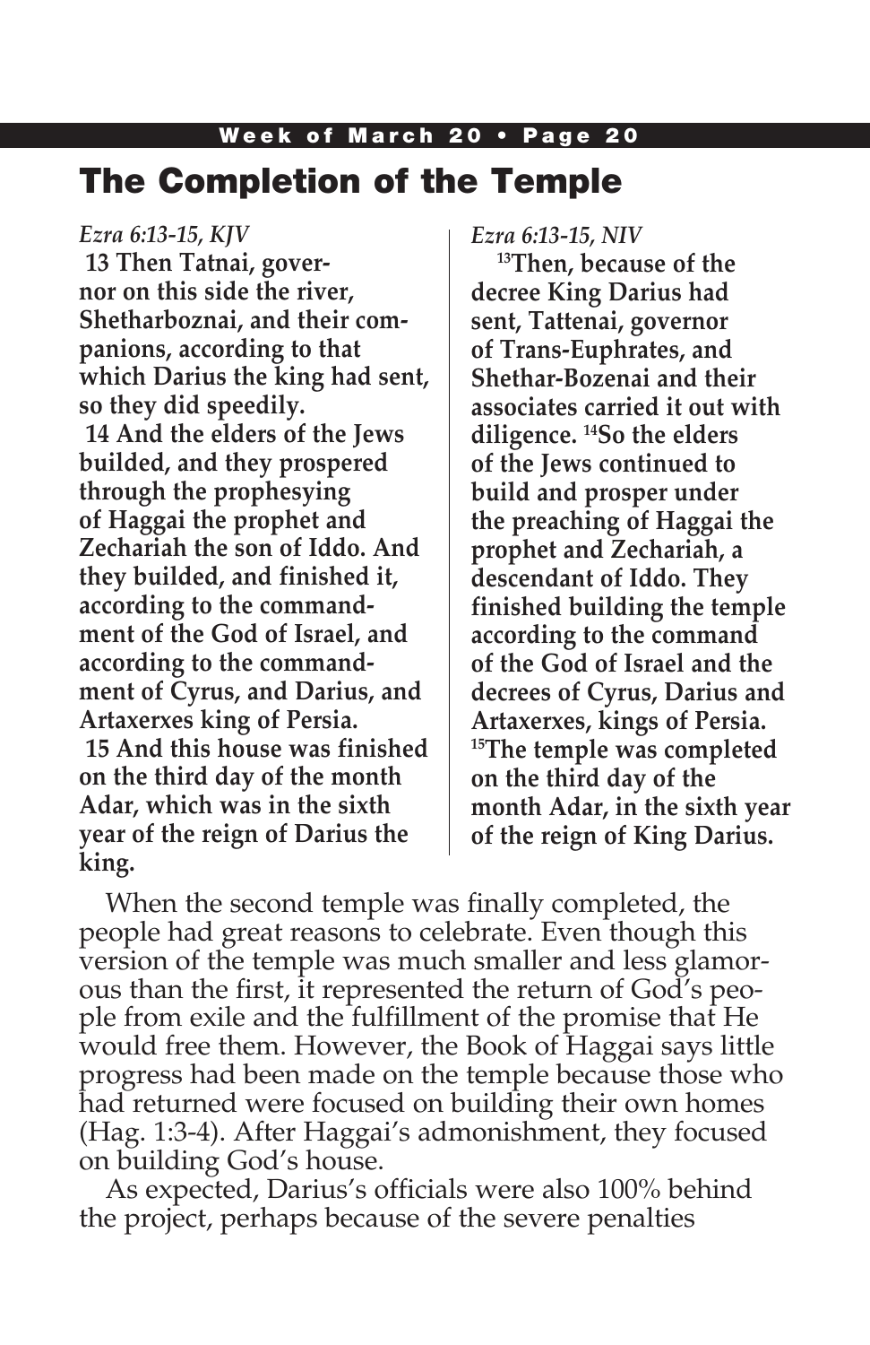# The Completion of the Temple

*Ezra 6:13-15, KJV*

**13 Then Tatnai, governor on this side the river, Shetharboznai, and their companions, according to that which Darius the king had sent, so they did speedily.**

**14 And the elders of the Jews builded, and they prospered through the prophesying of Haggai the prophet and Zechariah the son of Iddo. And they builded, and finished it, according to the commandment of the God of Israel, and according to the commandment of Cyrus, and Darius, and Artaxerxes king of Persia.**

**15 And this house was finished on the third day of the month Adar, which was in the sixth year of the reign of Darius the king.**

*Ezra 6:13-15, NIV*

**[13]Then, because of the decree King Darius had sent, Tattenai, governor of Trans-Euphrates, and Shethar-Bozenai and their associates carried it out with diligence. [14]So the elders of the Jews continued to build and prosper under the preaching of Haggai the prophet and Zechariah, a descendant of Iddo. They finished building the temple according to the command of the God of Israel and the decrees of Cyrus, Darius and Artaxerxes, kings of Persia. [15]The temple was completed on the third day of the month Adar, in the sixth year of the reign of King Darius.**

When the second temple was finally completed, the people had great reasons to celebrate. Even though this version of the temple was much smaller and less glamorous than the first, it represented the return of God's people from exile and the fulfillment of the promise that He would free them. However, the Book of Haggai says little progress had been made on the temple because those who had returned were focused on building their own homes (Hag. 1:3-4). After Haggai's admonishment, they focused on building God's house.

As expected, Darius's officials were also 100% behind the project, perhaps because of the severe penalties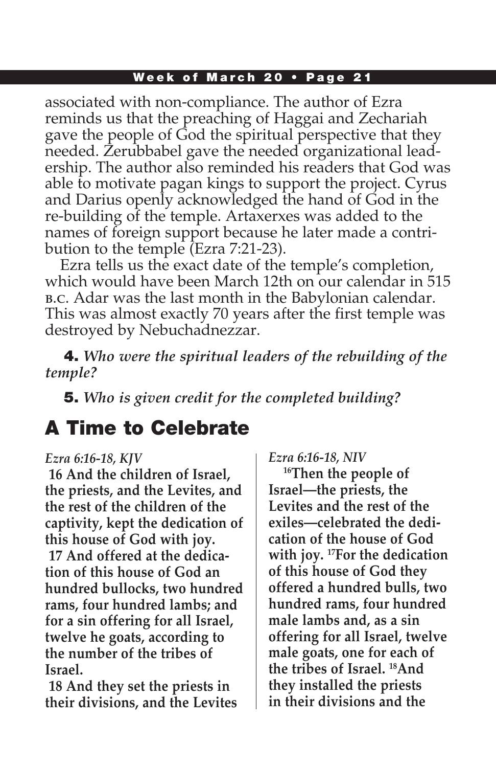associated with non-compliance. The author of Ezra reminds us that the preaching of Haggai and Zechariah gave the people of God the spiritual perspective that they needed. Zerubbabel gave the needed organizational leadership. The author also reminded his readers that God was able to motivate pagan kings to support the project. Cyrus and Darius openly acknowledged the hand of God in the re-building of the temple. Artaxerxes was added to the names of foreign support because he later made a contribution to the temple (Ezra 7:21-23).

Ezra tells us the exact date of the temple's completion, which would have been March 12th on our calendar in 515 B.C. Adar was the last month in the Babylonian calendar. This was almost exactly 70 years after the first temple was destroyed by Nebuchadnezzar.

**4.** ***Who were the spiritual leaders of the rebuilding of the temple?***

**5.** ***Who is given credit for the completed building?***

## A Time to Celebrate

*Ezra 6:16-18, KJV*

**16 And the children of Israel, the priests, and the Levites, and the rest of the children of the captivity, kept the dedication of this house of God with joy.**

**17 And offered at the dedication of this house of God an hundred bullocks, two hundred rams, four hundred lambs; and for a sin offering for all Israel, twelve he goats, according to the number of the tribes of Israel.**

**18 And they set the priests in their divisions, and the Levites**

*Ezra 6:16-18, NIV*

**16Then the people of Israel—the priests, the Levites and the rest of the exiles—celebrated the dedication of the house of God with joy. 17For the dedication of this house of God they offered a hundred bulls, two hundred rams, four hundred male lambs and, as a sin offering for all Israel, twelve male goats, one for each of the tribes of Israel. 18And they installed the priests in their divisions and the**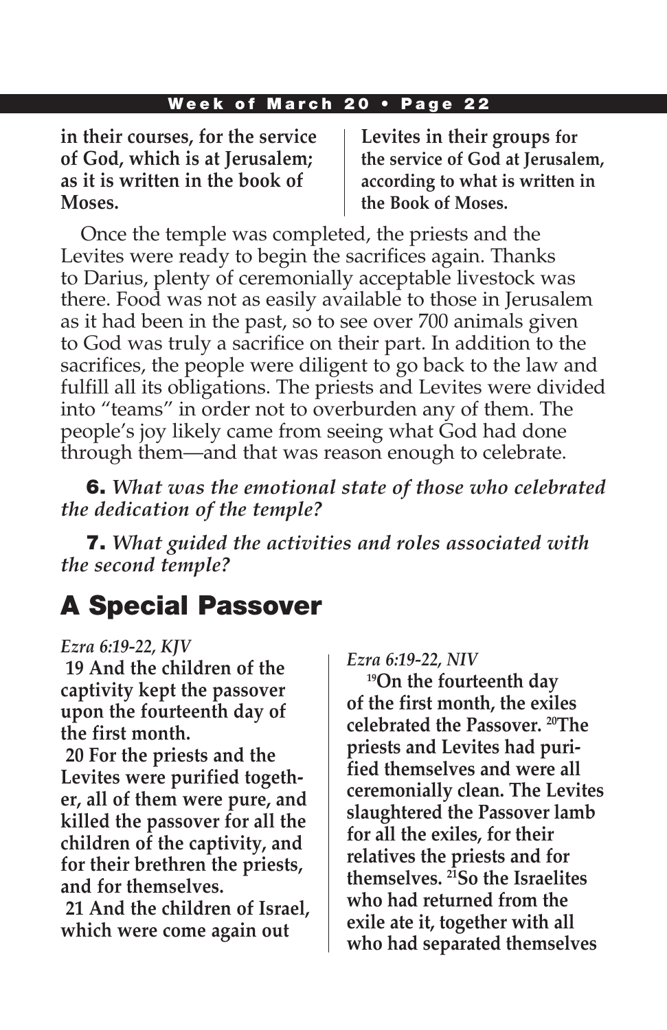**in their courses, for the service of God, which is at Jerusalem; as it is written in the book of Moses.**

**Levites in their groups for the service of God at Jerusalem, according to what is written in the Book of Moses.**

Once the temple was completed, the priests and the Levites were ready to begin the sacrifices again. Thanks to Darius, plenty of ceremonially acceptable livestock was there. Food was not as easily available to those in Jerusalem as it had been in the past, so to see over 700 animals given to God was truly a sacrifice on their part. In addition to the sacrifices, the people were diligent to go back to the law and fulfill all its obligations. The priests and Levites were divided into "teams" in order not to overburden any of them. The people's joy likely came from seeing what God had done through them—and that was reason enough to celebrate.

**6.** *What was the emotional state of those who celebrated the dedication of the temple?*

**7.** *What guided the activities and roles associated with the second temple?*

## A Special Passover

*Ezra 6:19-22, KJV*

**19 And the children of the captivity kept the passover upon the fourteenth day of the first month.**

**20 For the priests and the Levites were purified together, all of them were pure, and killed the passover for all the children of the captivity, and for their brethren the priests, and for themselves.**

**21 And the children of Israel, which were come again out**

*Ezra 6:19-22, NIV*

**[19]On the fourteenth day of the first month, the exiles celebrated the Passover. [20]The priests and Levites had purified themselves and were all ceremonially clean. The Levites slaughtered the Passover lamb for all the exiles, for their relatives the priests and for themselves. [21]So the Israelites who had returned from the exile ate it, together with all who had separated themselves**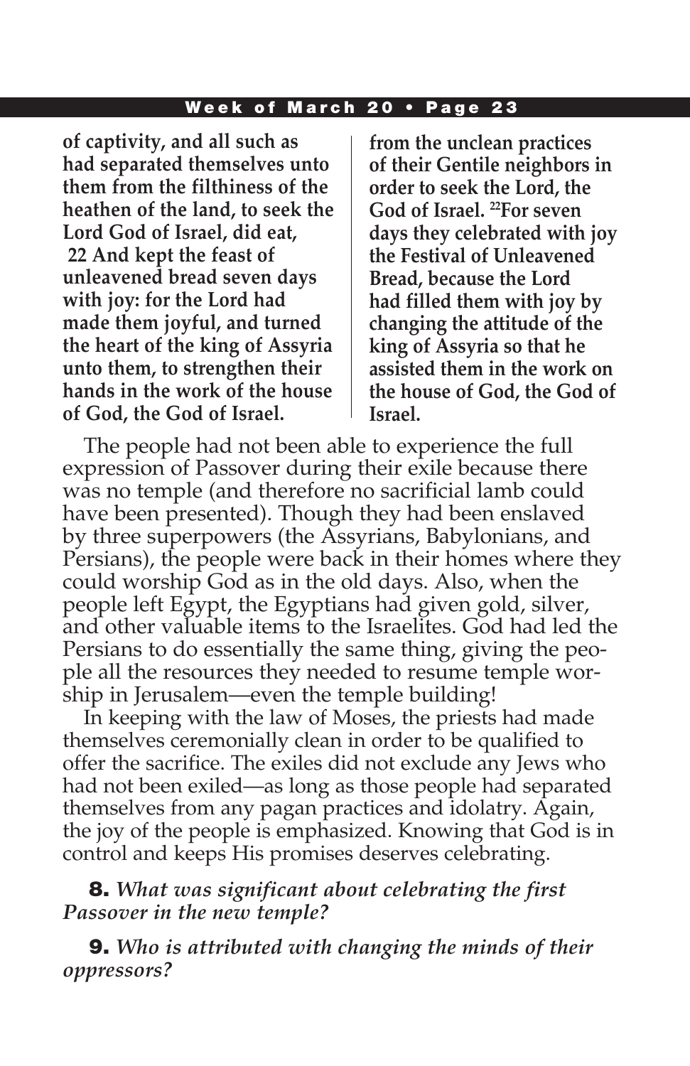**of captivity, and all such as had separated themselves unto them from the filthiness of the heathen of the land, to seek the Lord God of Israel, did eat,**
**22 And kept the feast of unleavened bread seven days with joy: for the Lord had made them joyful, and turned the heart of the king of Assyria unto them, to strengthen their hands in the work of the house of God, the God of Israel.**

**from the unclean practices of their Gentile neighbors in order to seek the Lord, the God of Israel. [22]For seven days they celebrated with joy the Festival of Unleavened Bread, because the Lord had filled them with joy by changing the attitude of the king of Assyria so that he assisted them in the work on the house of God, the God of Israel.**

The people had not been able to experience the full expression of Passover during their exile because there was no temple (and therefore no sacrificial lamb could have been presented). Though they had been enslaved by three superpowers (the Assyrians, Babylonians, and Persians), the people were back in their homes where they could worship God as in the old days. Also, when the people left Egypt, the Egyptians had given gold, silver, and other valuable items to the Israelites. God had led the Persians to do essentially the same thing, giving the people all the resources they needed to resume temple worship in Jerusalem—even the temple building!

In keeping with the law of Moses, the priests had made themselves ceremonially clean in order to be qualified to offer the sacrifice. The exiles did not exclude any Jews who had not been exiled—as long as those people had separated themselves from any pagan practices and idolatry. Again, the joy of the people is emphasized. Knowing that God is in control and keeps His promises deserves celebrating.

**8.** *What was significant about celebrating the first Passover in the new temple?*

**9.** *Who is attributed with changing the minds of their oppressors?*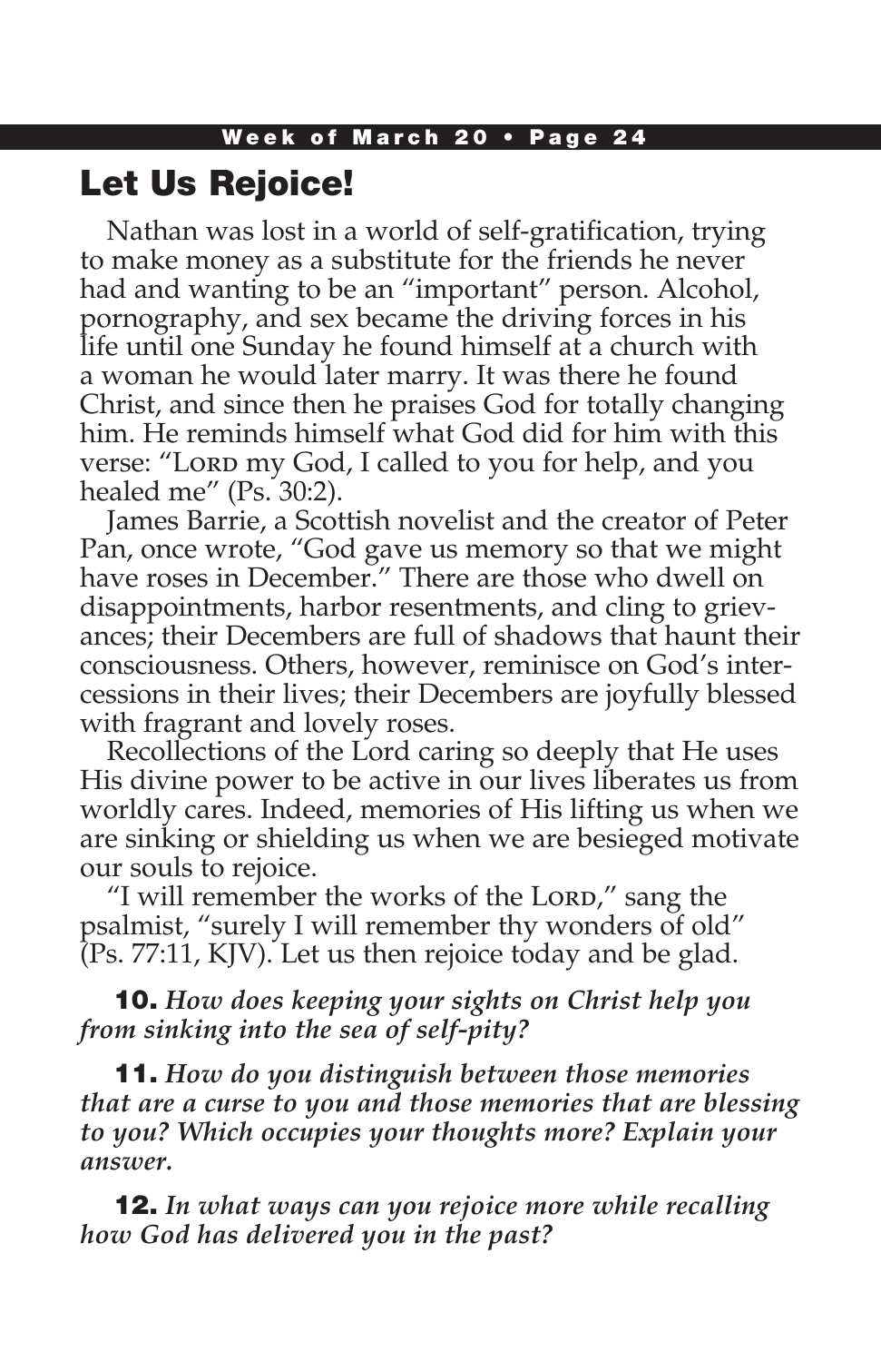## Let Us Rejoice!

Nathan was lost in a world of self-gratification, trying to make money as a substitute for the friends he never had and wanting to be an "important" person. Alcohol, pornography, and sex became the driving forces in his life until one Sunday he found himself at a church with a woman he would later marry. It was there he found Christ, and since then he praises God for totally changing him. He reminds himself what God did for him with this verse: "Lord my God, I called to you for help, and you healed me" (Ps. 30:2).

James Barrie, a Scottish novelist and the creator of Peter Pan, once wrote, "God gave us memory so that we might have roses in December." There are those who dwell on disappointments, harbor resentments, and cling to grievances; their Decembers are full of shadows that haunt their consciousness. Others, however, reminisce on God's intercessions in their lives; their Decembers are joyfully blessed with fragrant and lovely roses.

Recollections of the Lord caring so deeply that He uses His divine power to be active in our lives liberates us from worldly cares. Indeed, memories of His lifting us when we are sinking or shielding us when we are besieged motivate our souls to rejoice.

"I will remember the works of the Lord," sang the psalmist, "surely I will remember thy wonders of old" (Ps. 77:11, KJV). Let us then rejoice today and be glad.

**10.** *How does keeping your sights on Christ help you from sinking into the sea of self-pity?*

**11.** *How do you distinguish between those memories that are a curse to you and those memories that are blessing to you? Which occupies your thoughts more? Explain your answer.*

**12.** *In what ways can you rejoice more while recalling how God has delivered you in the past?*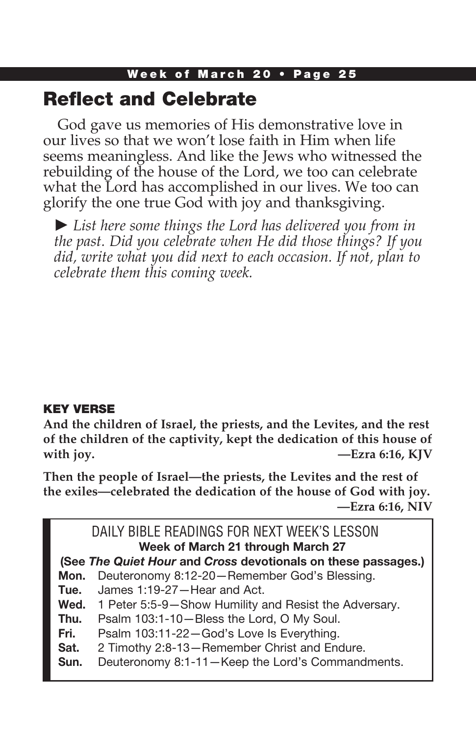## Reflect and Celebrate

God gave us memories of His demonstrative love in our lives so that we won't lose faith in Him when life seems meaningless. And like the Jews who witnessed the rebuilding of the house of the Lord, we too can celebrate what the Lord has accomplished in our lives. We too can glorify the one true God with joy and thanksgiving.

► *List here some things the Lord has delivered you from in the past. Did you celebrate when He did those things? If you did, write what you did next to each occasion. If not, plan to celebrate them this coming week.*

### KEY VERSE

**And the children of Israel, the priests, and the Levites, and the rest of the children of the captivity, kept the dedication of this house of with joy. —Ezra 6:16, KJV**

**Then the people of Israel—the priests, the Levites and the rest of the exiles—celebrated the dedication of the house of God with joy. —Ezra 6:16, NIV**

DAILY BIBLE READINGS FOR NEXT WEEK'S LESSON

**Week of March 21 through March 27**

**(See *The Quiet Hour* and *Cross* devotionals on these passages.)**

**Mon.** Deuteronomy 8:12-20—Remember God's Blessing.

**Tue.** James 1:19-27—Hear and Act.

**Wed.** 1 Peter 5:5-9—Show Humility and Resist the Adversary.

**Thu.** Psalm 103:1-10—Bless the Lord, O My Soul.

**Fri.** Psalm 103:11-22—God's Love Is Everything.

**Sat.** 2 Timothy 2:8-13—Remember Christ and Endure.

**Sun.** Deuteronomy 8:1-11—Keep the Lord's Commandments.